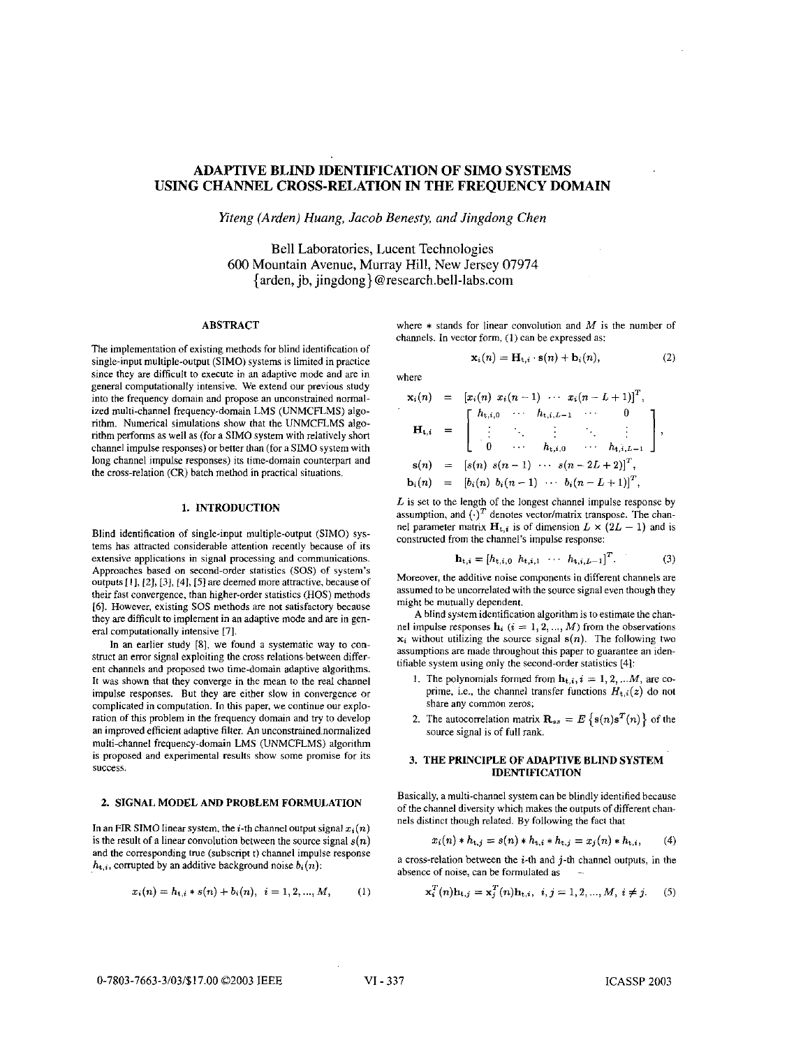# ADAPTIVE BLIND IDENTIFICATION OF SIMO SYSTEMS USING CHANNEL CROSS-RELATION IN THE FREQUENCY DOMAIN

*Yiteng (Arden) Huang, Jacob Benesty, and Jingdong Chen*

Bell Laboratories, Lucent Technologies
600 Mountain Avenue, Murray Hill, New Jersey 07974
{arden, jb, jingdong}@research.bell-labs.com

## ABSTRACT

The implementation of existing methods for blind identification of single-input multiple-output (SIMO) systems is limited in practice since they are difficult to execute in an adaptive mode and are in general computationally intensive. We extend our previous study into the frequency domain and propose an unconstrained normalized multi-channel frequency-domain LMS (UNMCFLMS) algorithm. Numerical simulations show that the UNMCFLMS algorithm performs as well as (for a SIMO system with relatively short channel impulse responses) or better than (for a SIMO system with long channel impulse responses) its time-domain counterpart and the cross-relation (CR) batch method in practical situations.

## 1. INTRODUCTION

Blind identification of single-input multiple-output (SIMO) systems has attracted considerable attention recently because of its extensive applications in signal processing and communications. Approaches based on second-order statistics (SOS) of system's outputs [1], [2], [3], [4], [5] are deemed more attractive, because of their fast convergence, than higher-order statistics (HOS) methods [6]. However, existing SOS methods are not satisfactory because they are difficult to implement in an adaptive mode and are in general computationally intensive [7].

In an earlier study [8], we found a systematic way to construct an error signal exploiting the cross relations between different channels and proposed two time-domain adaptive algorithms. It was shown that they converge in the mean to the real channel impulse responses. But they are either slow in convergence or complicated in computation. In this paper, we continue our exploration of this problem in the frequency domain and try to develop an improved efficient adaptive filter. An unconstrained normalized multi-channel frequency-domain LMS (UNMCFLMS) algorithm is proposed and experimental results show some promise for its success.

## 2. SIGNAL MODEL AND PROBLEM FORMULATION

In an FIR SIMO linear system, the $i$-th channel output signal $x_i(n)$ is the result of a linear convolution between the source signal $s(n)$ and the corresponding true (subscript t) channel impulse response $h_{t,i}$, corrupted by an additive background noise $b_i(n)$:

$$x_i(n) = h_{t,i} * s(n) + b_i(n), \quad i = 1, 2, ..., M, \tag{1}$$

where $*$ stands for linear convolution and $M$ is the number of channels. In vector form, (1) can be expressed as:

$$\mathbf{x}_i(n) = \mathbf{H}_{t,i} \cdot \mathbf{s}(n) + \mathbf{b}_i(n), \tag{2}$$

where

$$\begin{aligned}
\mathbf{x}_i(n) &= [x_i(n) \; x_i(n-1) \; \cdots \; x_i(n-L+1)]^T, \\
\mathbf{H}_{t,i} &= \begin{bmatrix} h_{t,i,0} & \cdots & h_{t,i,L-1} & \cdots & 0 \\ \vdots & \ddots & \vdots & \ddots & \vdots \\ 0 & \cdots & h_{t,i,0} & \cdots & h_{t,i,L-1} \end{bmatrix}, \\
\mathbf{s}(n) &= [s(n) \; s(n-1) \; \cdots \; s(n-2L+2)]^T, \\
\mathbf{b}_i(n) &= [b_i(n) \; b_i(n-1) \; \cdots \; b_i(n-L+1)]^T,
\end{aligned}$$

$L$ is set to the length of the longest channel impulse response by assumption, and $(\cdot)^T$ denotes vector/matrix transpose. The channel parameter matrix $\mathbf{H}_{t,i}$ is of dimension $L \times (2L-1)$ and is constructed from the channel's impulse response:

$$\mathbf{h}_{t,i} = [h_{t,i,0} \; h_{t,i,1} \; \cdots \; h_{t,i,L-1}]^T. \tag{3}$$

Moreover, the additive noise components in different channels are assumed to be uncorrelated with the source signal even though they might be mutually dependent.

A blind system identification algorithm is to estimate the channel impulse responses $\mathbf{h}_i$ ($i = 1, 2, ..., M$) from the observations $\mathbf{x}_i$ without utilizing the source signal $\mathbf{s}(n)$. The following two assumptions are made throughout this paper to guarantee an identifiable system using only the second-order statistics [4]:

1. The polynomials formed from $\mathbf{h}_{t,i}, i = 1, 2, ...M$, are coprime, i.e., the channel transfer functions $H_{t,i}(z)$ do not share any common zeros;
2. The autocorrelation matrix $\mathbf{R}_{ss} = E\{\mathbf{s}(n)\mathbf{s}^T(n)\}$ of the source signal is of full rank.

## 3. THE PRINCIPLE OF ADAPTIVE BLIND SYSTEM IDENTIFICATION

Basically, a multi-channel system can be blindly identified because of the channel diversity which makes the outputs of different channels distinct though related. By following the fact that

$$x_i(n) * h_{t,j} = s(n) * h_{t,i} * h_{t,j} = x_j(n) * h_{t,i}, \tag{4}$$

a cross-relation between the $i$-th and $j$-th channel outputs, in the absence of noise, can be formulated as

$$\mathbf{x}_i^T(n)\mathbf{h}_{t,j} = \mathbf{x}_j^T(n)\mathbf{h}_{t,i}, \quad i, j = 1, 2, ..., M, \; i \neq j. \tag{5}$$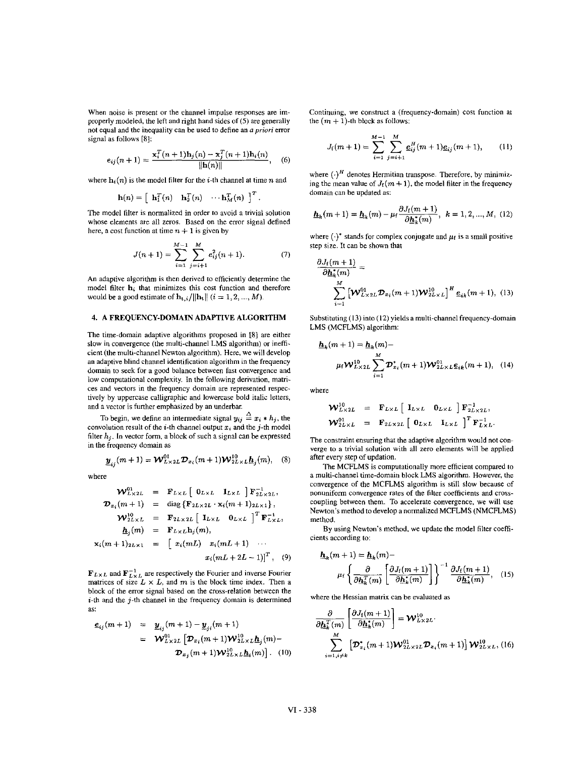When noise is present or the channel impulse responses are improperly modeled, the left and right hand sides of (5) are generally not equal and the inequality can be used to define an *a priori* error signal as follows [8]:

$$e_{ij}(n+1) = \frac{\mathbf{x}_i^T(n+1)\mathbf{h}_j(n) - \mathbf{x}_j^T(n+1)\mathbf{h}_i(n)}{\|\mathbf{h}(n)\|}, \quad (6)$$

where $\mathbf{h}_i(n)$ is the model filter for the $i$-th channel at time $n$ and

$$\mathbf{h}(n) = \left[ \begin{array}{cccc} \mathbf{h}_1^T(n) & \mathbf{h}_2^T(n) & \cdots & \mathbf{h}_M^T(n) \end{array} \right]^T.$$

The model filter is normalized in order to avoid a trivial solution whose elements are all zeros. Based on the error signal defined here, a cost function at time $n+1$ is given by

$$J(n+1) = \sum_{i=1}^{M-1} \sum_{j=i+1}^{M} e_{ij}^2(n+1). \quad (7)$$

An adaptive algorithm is then derived to efficiently determine the model filter $\mathbf{h}_i$ that minimizes this cost function and therefore would be a good estimate of $\mathbf{h}_{t,i}/\|\mathbf{h}_t\|$ $(i = 1, 2, ..., M)$.

## 4. A FREQUENCY-DOMAIN ADAPTIVE ALGORITHM

The time-domain adaptive algorithms proposed in [8] are either slow in convergence (the multi-channel LMS algorithm) or inefficient (the multi-channel Newton algorithm). Here, we will develop an adaptive blind channel identification algorithm in the frequency domain to seek for a good balance between fast convergence and low computational complexity. In the following derivation, matrices and vectors in the frequency domain are represented respectively by uppercase calligraphic and lowercase bold italic letters, and a vector is further emphasized by an underbar.

To begin, we define an intermediate signal $y_{ij} \stackrel{\Delta}{=} x_i * h_j$, the convolution result of the $i$-th channel output $x_i$ and the $j$-th model filter $h_j$. In vector form, a block of such a signal can be expressed in the frequency domain as

$$\underline{\boldsymbol{y}}_{ij}(m+1) = \mathcal{W}_{L\times 2L}^{01} \mathcal{D}_{x_i}(m+1) \mathcal{W}_{2L\times L}^{10} \underline{\boldsymbol{h}}_j(m), \quad (8)$$

where

$$\begin{aligned}
\mathcal{W}_{L\times 2L}^{01} &= \mathbf{F}_{L\times L} \left[ \begin{array}{cc} \mathbf{0}_{L\times L} & \mathbf{I}_{L\times L} \end{array} \right] \mathbf{F}_{2L\times 2L}^{-1}, \\
\mathcal{D}_{x_i}(m+1) &= \mathrm{diag}\left\{ \mathbf{F}_{2L\times 2L} \cdot \mathbf{x}_i(m+1)_{2L\times 1} \right\}, \\
\mathcal{W}_{2L\times L}^{10} &= \mathbf{F}_{2L\times 2L} \left[ \begin{array}{cc} \mathbf{I}_{L\times L} & \mathbf{0}_{L\times L} \end{array} \right]^T \mathbf{F}_{L\times L}^{-1}, \\
\underline{\boldsymbol{h}}_j(m) &= \mathbf{F}_{L\times L} \mathbf{h}_j(m), \\
\mathbf{x}_i(m+1)_{2L\times 1} &= \left[ \begin{array}{ccc} x_i(mL) & x_i(mL+1) & \cdots \end{array} \right. \\
&\qquad \left. x_i(mL+2L-1) \right]^T, \quad (9)
\end{aligned}$$

$\mathbf{F}_{L\times L}$ and $\mathbf{F}_{L\times L}^{-1}$ are respectively the Fourier and inverse Fourier matrices of size $L \times L$, and $m$ is the block time index. Then a block of the error signal based on the cross-relation between the $i$-th and the $j$-th channel in the frequency domain is determined as:

$$\begin{aligned}
\underline{\boldsymbol{e}}_{ij}(m+1) &= \underline{\boldsymbol{y}}_{ij}(m+1) - \underline{\boldsymbol{y}}_{ji}(m+1) \\
&= \mathcal{W}_{L\times 2L}^{01} \left[ \mathcal{D}_{x_i}(m+1) \mathcal{W}_{2L\times L}^{10} \underline{\boldsymbol{h}}_j(m) - \right. \\
&\qquad \left. \mathcal{D}_{x_j}(m+1) \mathcal{W}_{2L\times L}^{10} \underline{\boldsymbol{h}}_i(m) \right]. \quad (10)
\end{aligned}$$

Continuing, we construct a (frequency-domain) cost function at the $(m+1)$-th block as follows:

$$J_{\mathrm{f}}(m+1) = \sum_{i=1}^{M-1} \sum_{j=i+1}^{M} \underline{\boldsymbol{e}}_{ij}^H(m+1) \underline{\boldsymbol{e}}_{ij}(m+1), \quad (11)$$

where $(\cdot)^H$ denotes Hermitian transpose. Therefore, by minimizing the mean value of $J_{\mathrm{f}}(m+1)$, the model filter in the frequency domain can be updated as:

$$\underline{\boldsymbol{h}}_k(m+1) = \underline{\boldsymbol{h}}_k(m) - \mu_{\mathrm{f}} \frac{\partial J_{\mathrm{f}}(m+1)}{\partial \underline{\boldsymbol{h}}_k^*(m)}, \quad k = 1, 2, ..., M, \quad (12)$$

where $(\cdot)^*$ stands for complex conjugate and $\mu_{\mathrm{f}}$ is a small positive step size. It can be shown that

$$\frac{\partial J_{\mathrm{f}}(m+1)}{\partial \underline{\boldsymbol{h}}_k^*(m)} = \sum_{i=1}^{M} \left[ \mathcal{W}_{L\times 2L}^{01} \mathcal{D}_{x_i}(m+1) \mathcal{W}_{2L\times L}^{10} \right]^H \underline{\boldsymbol{e}}_{ik}(m+1), \quad (13)$$

Substituting (13) into (12) yields a multi-channel frequency-domain LMS (MCFLMS) algorithm:

$$\underline{\boldsymbol{h}}_k(m+1) = \underline{\boldsymbol{h}}_k(m) - \mu_{\mathrm{f}} \mathcal{W}_{L\times 2L}^{10} \sum_{i=1}^{M} \mathcal{D}_{x_i}^*(m+1) \mathcal{W}_{2L\times L}^{01} \underline{\boldsymbol{e}}_{ik}(m+1), \quad (14)$$

where

$$\begin{aligned}
\mathcal{W}_{L\times 2L}^{10} &= \mathbf{F}_{L\times L} \left[ \begin{array}{cc} \mathbf{I}_{L\times L} & \mathbf{0}_{L\times L} \end{array} \right] \mathbf{F}_{2L\times 2L}^{-1}, \\
\mathcal{W}_{2L\times L}^{01} &= \mathbf{F}_{2L\times 2L} \left[ \begin{array}{cc} \mathbf{0}_{L\times L} & \mathbf{I}_{L\times L} \end{array} \right]^T \mathbf{F}_{L\times L}^{-1}.
\end{aligned}$$

The constraint ensuring that the adaptive algorithm would not converge to a trivial solution with all zero elements will be applied after every step of updation.

The MCFLMS is computationally more efficient compared to a multi-channel time-domain block LMS algorithm. However, the convergence of the MCFLMS algorithm is still slow because of nonuniform convergence rates of the filter coefficients and cross-coupling between them. To accelerate convergence, we will use Newton's method to develop a normalized MCFLMS (NMCFLMS) method.

By using Newton's method, we update the model filter coefficients according to:

$$\underline{\boldsymbol{h}}_k(m+1) = \underline{\boldsymbol{h}}_k(m) - \mu_{\mathrm{f}} \left\{ \frac{\partial}{\partial \underline{\boldsymbol{h}}_k^T(m)} \left[ \frac{\partial J_{\mathrm{f}}(m+1)}{\partial \underline{\boldsymbol{h}}_k^*(m)} \right] \right\}^{-1} \frac{\partial J_{\mathrm{f}}(m+1)}{\partial \underline{\boldsymbol{h}}_k^*(m)}, \quad (15)$$

where the Hessian matrix can be evaluated as

$$\frac{\partial}{\partial \underline{\boldsymbol{h}}_k^T(m)} \left[ \frac{\partial J_{\mathrm{f}}(m+1)}{\partial \underline{\boldsymbol{h}}_k^*(m)} \right] = \mathcal{W}_{L\times 2L}^{10} \cdot \sum_{i=1, i\neq k}^{M} \left[ \mathcal{D}_{x_i}^*(m+1) \mathcal{W}_{2L\times 2L}^{01} \mathcal{D}_{x_i}(m+1) \right] \mathcal{W}_{2L\times L}^{10}, \quad (16)$$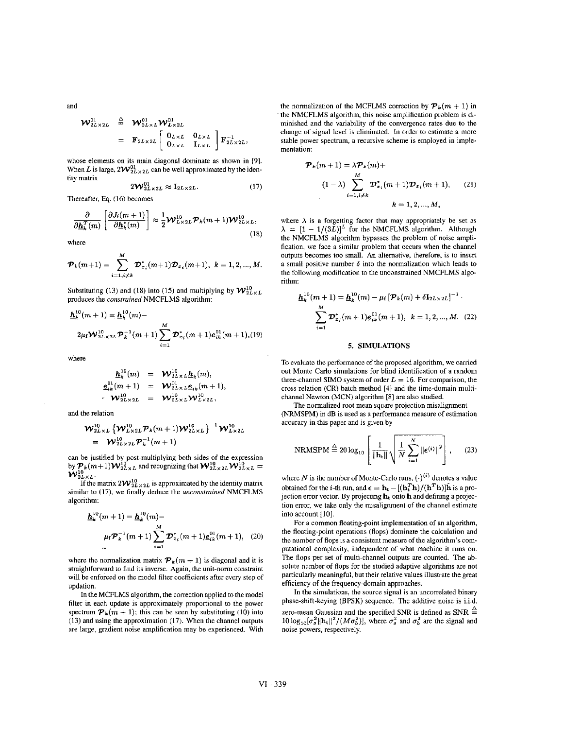and

$$\mathcal{W}_{2L\times 2L}^{01} \triangleq \mathcal{W}_{2L\times L}^{01}\mathcal{W}_{L\times 2L}^{01} = \mathbf{F}_{2L\times 2L}\begin{bmatrix} \mathbf{0}_{L\times L} & \mathbf{0}_{L\times L} \\ \mathbf{0}_{L\times L} & \mathbf{I}_{L\times L} \end{bmatrix}\mathbf{F}_{2L\times 2L}^{-1},$$

whose elements on its main diagonal dominate as shown in [9]. When $L$ is large, $2\mathcal{W}_{2L\times 2L}^{01}$ can be well approximated by the identity matrix

$$2\mathcal{W}_{2L\times 2L}^{01} \approx \mathbf{I}_{2L\times 2L}. \tag{17}$$

Thereafter, Eq. (16) becomes

$$\frac{\partial}{\partial \underline{\boldsymbol{h}}_k^T(m)}\left[\frac{\partial J_f(m+1)}{\partial \underline{\boldsymbol{h}}_k^*(m)}\right] \approx \frac{1}{2}\mathcal{W}_{L\times 2L}^{10}\mathcal{P}_k(m+1)\mathcal{W}_{2L\times L}^{10}, \tag{18}$$

where

$$\mathcal{P}_k(m+1) = \sum_{i=1, i\neq k}^{M}\mathcal{D}_{x_i}^*(m+1)\mathcal{D}_{x_i}(m+1), \; k = 1, 2, ..., M.$$

Substituting (13) and (18) into (15) and multiplying by $\mathcal{W}_{2L\times L}^{10}$ produces the *constrained* NMCFLMS algorithm:

$$\underline{\boldsymbol{h}}_k^{10}(m+1) = \underline{\boldsymbol{h}}_k^{10}(m) - 2\mu_f\mathcal{W}_{2L\times 2L}^{10}\mathcal{P}_k^{-1}(m+1)\sum_{i=1}^{M}\mathcal{D}_{x_i}^*(m+1)\underline{\boldsymbol{e}}_{ik}^{01}(m+1), \tag{19}$$

where

$$\underline{\boldsymbol{h}}_k^{10}(m) = \mathcal{W}_{2L\times L}^{10}\underline{\boldsymbol{h}}_k(m),$$
$$\underline{\boldsymbol{e}}_{ik}^{01}(m+1) = \mathcal{W}_{2L\times L}^{01}\underline{\boldsymbol{e}}_{ik}(m+1),$$
$$\mathcal{W}_{2L\times 2L}^{10} = \mathcal{W}_{2L\times L}^{10}\mathcal{W}_{L\times 2L}^{10},$$

and the relation

$$\mathcal{W}_{2L\times L}^{10}\left\{\mathcal{W}_{L\times 2L}^{10}\mathcal{P}_k(m+1)\mathcal{W}_{2L\times L}^{10}\right\}^{-1}\mathcal{W}_{L\times 2L}^{10} = \mathcal{W}_{2L\times 2L}^{10}\mathcal{P}_k^{-1}(m+1)$$

can be justified by post-multiplying both sides of the expression by $\mathcal{P}_k(m+1)\mathcal{W}_{2L\times L}^{10}$ and recognizing that $\mathcal{W}_{2L\times 2L}^{10}\mathcal{W}_{2L\times L}^{10} = \mathcal{W}_{2L\times L}^{10}$.

If the matrix $2\mathcal{W}_{2L\times 2L}^{10}$ is approximated by the identity matrix similar to (17), we finally deduce the *unconstrained* NMCFLMS algorithm:

$$\underline{\boldsymbol{h}}_k^{10}(m+1) = \underline{\boldsymbol{h}}_k^{10}(m) - \mu_f\mathcal{P}_k^{-1}(m+1)\sum_{i=1}^{M}\mathcal{D}_{x_i}^*(m+1)\underline{\boldsymbol{e}}_{ik}^{01}(m+1), \tag{20}$$

where the normalization matrix $\mathcal{P}_k(m+1)$ is diagonal and it is straightforward to find its inverse. Again, the unit-norm constraint will be enforced on the model filter coefficients after every step of updation.

In the MCFLMS algorithm, the correction applied to the model filter in each update is approximately proportional to the power spectrum $\mathcal{P}_k(m+1)$; this can be seen by substituting (10) into (13) and using the approximation (17). When the channel outputs are large, gradient noise amplification may be experienced. With the normalization of the MCFLMS correction by $\mathcal{P}_k(m+1)$ in the NMCFLMS algorithm, this noise amplification problem is diminished and the variability of the convergence rates due to the change of signal level is eliminated. In order to estimate a more stable power spectrum, a recursive scheme is employed in implementation:

$$\mathcal{P}_k(m+1) = \lambda\mathcal{P}_k(m) + (1-\lambda)\sum_{i=1, i\neq k}^{M}\mathcal{D}_{x_i}^*(m+1)\mathcal{D}_{x_i}(m+1), \tag{21}$$
$$k = 1, 2, ..., M,$$

where $\lambda$ is a forgetting factor that may appropriately be set as $\lambda = [1 - 1/(3L)]^L$ for the NMCFLMS algorithm. Although the NMCFLMS algorithm bypasses the problem of noise amplification, we face a similar problem that occurs when the channel outputs becomes too small. An alternative, therefore, is to insert a small positive number $\delta$ into the normalization which leads to the following modification to the unconstrained NMCFLMS algorithm:

$$\underline{\boldsymbol{h}}_k^{10}(m+1) = \underline{\boldsymbol{h}}_k^{10}(m) - \mu_f\left[\mathcal{P}_k(m) + \delta\mathbf{I}_{2L\times 2L}\right]^{-1}\cdot \sum_{i=1}^{M}\mathcal{D}_{x_i}^*(m+1)\underline{\boldsymbol{e}}_{ik}^{01}(m+1), \; k = 1, 2, ..., M. \tag{22}$$

## 5. SIMULATIONS

To evaluate the performance of the proposed algorithm, we carried out Monte Carlo simulations for blind identification of a random three-channel SIMO system of order $L = 16$. For comparison, the cross relation (CR) batch method [4] and the time-domain multichannel Newton (MCN) algorithm [8] are also studied.

The normalized root mean square projection misalignment (NRMSPM) in dB is used as a performance measure of estimation accuracy in this paper and is given by

$$\text{NRMSPM} \triangleq 20\log_{10}\left[\frac{1}{\|\mathbf{h}_t\|}\sqrt{\frac{1}{N}\sum_{i=1}^{N}\|\boldsymbol{\epsilon}^{(i)}\|^2}\right], \tag{23}$$

where $N$ is the number of Monte-Carlo runs, $(\cdot)^{(i)}$ denotes a value obtained for the $i$-th run, and $\boldsymbol{\epsilon} = \mathbf{h}_t - [(\mathbf{h}_t^T\mathbf{h})/(\mathbf{h}^T\mathbf{h})]\hat{\mathbf{h}}$ is a projection error vector. By projecting $\mathbf{h}_t$ onto $\mathbf{h}$ and defining a projection error, we take only the misalignment of the channel estimate into account [10].

For a common floating-point implementation of an algorithm, the floating-point operations (flops) dominate the calculation and the number of flops is a consistent measure of the algorithm's computational complexity, independent of what machine it runs on. The flops per set of multi-channel outputs are counted. The absolute number of flops for the studied adaptive algorithms are not particularly meaningful, but their relative values illustrate the great efficiency of the frequency-domain approaches.

In the simulations, the source signal is an uncorrelated binary phase-shift-keying (BPSK) sequence. The additive noise is i.i.d. zero-mean Gaussian and the specified SNR is defined as $\text{SNR} \triangleq 10\log_{10}[\sigma_s^2\|\mathbf{h}_t\|^2/(M\sigma_b^2)]$, where $\sigma_s^2$ and $\sigma_b^2$ are the signal and noise powers, respectively.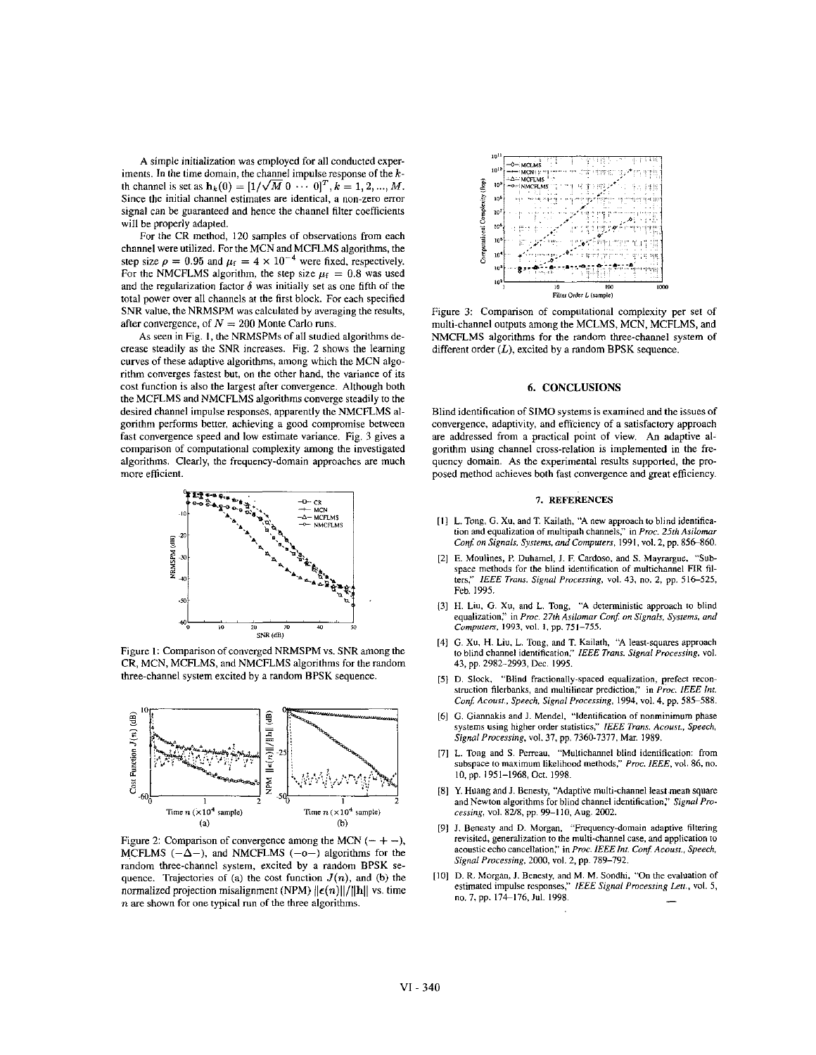A simple initialization was employed for all conducted experiments. In the time domain, the channel impulse response of the $k$-th channel is set as $\mathbf{h}_k(0) = [1/\sqrt{M}\ 0\ \cdots\ 0]^T, k = 1, 2, ..., M$. Since the initial channel estimates are identical, a non-zero error signal can be guaranteed and hence the channel filter coefficients will be properly adapted.

For the CR method, 120 samples of observations from each channel were utilized. For the MCN and MCFLMS algorithms, the step size $\rho = 0.95$ and $\mu_f = 4 \times 10^{-4}$ were fixed, respectively. For the NMCFLMS algorithm, the step size $\mu_f = 0.8$ was used and the regularization factor $\delta$ was initially set as one fifth of the total power over all channels at the first block. For each specified SNR value, the NRMSPM was calculated by averaging the results, after convergence, of $N = 200$ Monte Carlo runs.

As seen in Fig. 1, the NRMSPMs of all studied algorithms decrease steadily as the SNR increases. Fig. 2 shows the learning curves of these adaptive algorithms, among which the MCN algorithm converges fastest but, on the other hand, the variance of its cost function is also the largest after convergence. Although both the MCFLMS and NMCFLMS algorithms converge steadily to the desired channel impulse responses, apparently the NMCFLMS algorithm performs better, achieving a good compromise between fast convergence speed and low estimate variance. Fig. 3 gives a comparison of computational complexity among the investigated algorithms. Clearly, the frequency-domain approaches are much more efficient.

0
-10
-20
-30
-40
-50
-60
0 10 20 30 40 50
SNR (dB)
NRMSPM (dB)
CR
MCN
MCFLMS
NMCFLMS

Figure 1: Comparison of converged NRMSPM vs. SNR among the CR, MCN, MCFLMS, and NMCFLMS algorithms for the random three-channel system excited by a random BPSK sequence.

10
-60
0 1 2
Time $n$ ($\times 10^4$ sample)
(a)
Cost Function $J(n)$ (dB)

0
-25
-50
0 1 2
Time $n$ ($\times 10^4$ sample)
(b)
NPM $\|\epsilon(n)\|/\|\mathbf{h}\|$ (dB)

Figure 2: Comparison of convergence among the MCN ($-+-$), MCFLMS ($-\Delta-$), and NMCFLMS ($-\text{o}-$) algorithms for the random three-channel system, excited by a random BPSK sequence. Trajectories of (a) the cost function $J(n)$, and (b) the normalized projection misalignment (NPM) $\|\epsilon(n)\|/\|\mathbf{h}\|$ vs. time $n$ are shown for one typical run of the three algorithms.

$10^{11}$
$10^{10}$
$10^9$
$10^8$
$10^7$
$10^6$
$10^5$
$10^4$
$10^3$
$10^2$
1 10 100 1000
Filter Order $L$ (sample)
Computational Complexity (flop)
MCLMS
MCN
MCFLMS
NMCFLMS

Figure 3: Comparison of computational complexity per set of multi-channel outputs among the MCLMS, MCN, MCFLMS, and NMCFLMS algorithms for the random three-channel system of different order ($L$), excited by a random BPSK sequence.

## 6. CONCLUSIONS

Blind identification of SIMO systems is examined and the issues of convergence, adaptivity, and efficiency of a satisfactory approach are addressed from a practical point of view. An adaptive algorithm using channel cross-relation is implemented in the frequency domain. As the experimental results supported, the proposed method achieves both fast convergence and great efficiency.

## 7. REFERENCES

[1] L. Tong, G. Xu, and T. Kailath, "A new approach to blind identification and equalization of multipath channels," in *Proc. 25th Asilomar Conf. on Signals, Systems, and Computers*, 1991, vol. 2, pp. 856–860.

[2] E. Moulines, P. Duhamel, J. F. Cardoso, and S. Mayrargue, "Subspace methods for the blind identification of multichannel FIR filters," *IEEE Trans. Signal Processing*, vol. 43, no. 2, pp. 516–525, Feb. 1995.

[3] H. Liu, G. Xu, and L. Tong, "A deterministic approach to blind equalization," in *Proc. 27th Asilomar Conf. on Signals, Systems, and Computers*, 1993, vol. 1, pp. 751–755.

[4] G. Xu, H. Liu, L. Tong, and T. Kailath, "A least-squares approach to blind channel identification," *IEEE Trans. Signal Processing*, vol. 43, pp. 2982–2993, Dec. 1995.

[5] D. Slock, "Blind fractionally-spaced equalization, prefect reconstruction filerbanks, and multilinear prediction," in *Proc. IEEE Int. Conf. Acoust., Speech, Signal Processing*, 1994, vol. 4, pp. 585–588.

[6] G. Giannakis and J. Mendel, "Identification of nonminimum phase systems using higher order statistics," *IEEE Trans. Acoust., Speech, Signal Processing*, vol. 37, pp. 7360-7377, Mar. 1989.

[7] L. Tong and S. Perreau, "Multichannel blind identification: from subspace to maximum likelihood methods," *Proc. IEEE*, vol. 86, no. 10, pp. 1951–1968, Oct. 1998.

[8] Y. Huang and J. Benesty, "Adaptive multi-channel least mean square and Newton algorithms for blind channel identification," *Signal Processing*, vol. 82/8, pp. 99–110, Aug. 2002.

[9] J. Benesty and D. Morgan, "Frequency-domain adaptive filtering revisited, generalization to the multi-channel case, and application to acoustic echo cancellation," in *Proc. IEEE Int. Conf. Acoust., Speech, Signal Processing*, 2000, vol. 2, pp. 789–792.

[10] D. R. Morgan, J. Benesty, and M. M. Sondhi, "On the evaluation of estimated impulse responses," *IEEE Signal Processing Lett.*, vol. 5, no. 7, pp. 174–176, Jul. 1998.